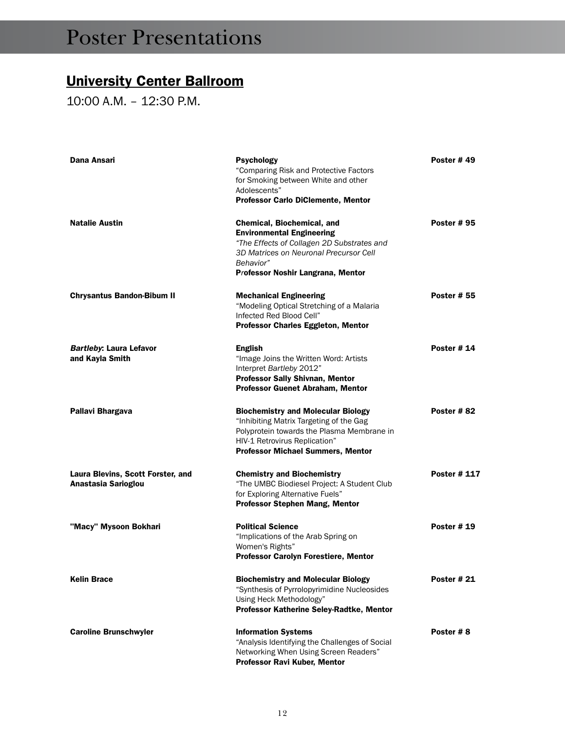# Poster Presentations

## University Center Ballroom

10:00 A.M. – 12:30 P.M.

| | | |
|---|---|---|
| **Dana Ansari** | **Psychology**<br>"Comparing Risk and Protective Factors for Smoking between White and other Adolescents"<br>**Professor Carlo DiClemente, Mentor** | **Poster # 49** |
| **Natalie Austin** | **Chemical, Biochemical, and Environmental Engineering**<br>*"The Effects of Collagen 2D Substrates and 3D Matrices on Neuronal Precursor Cell Behavior"*<br>**Professor Noshir Langrana, Mentor** | **Poster # 95** |
| **Chrysantus Bandon-Bibum II** | **Mechanical Engineering**<br>"Modeling Optical Stretching of a Malaria Infected Red Blood Cell"<br>**Professor Charles Eggleton, Mentor** | **Poster # 55** |
| ***Bartleby*: Laura Lefavor and Kayla Smith** | **English**<br>"Image Joins the Written Word: Artists Interpret *Bartleby* 2012"<br>**Professor Sally Shivnan, Mentor**<br>**Professor Guenet Abraham, Mentor** | **Poster # 14** |
| **Pallavi Bhargava** | **Biochemistry and Molecular Biology**<br>"Inhibiting Matrix Targeting of the Gag Polyprotein towards the Plasma Membrane in HIV-1 Retrovirus Replication"<br>**Professor Michael Summers, Mentor** | **Poster # 82** |
| **Laura Blevins, Scott Forster, and Anastasia Sarioglou** | **Chemistry and Biochemistry**<br>"The UMBC Biodiesel Project: A Student Club for Exploring Alternative Fuels"<br>**Professor Stephen Mang, Mentor** | **Poster # 117** |
| **"Macy" Mysoon Bokhari** | **Political Science**<br>"Implications of the Arab Spring on Women's Rights"<br>**Professor Carolyn Forestiere, Mentor** | **Poster # 19** |
| **Kelin Brace** | **Biochemistry and Molecular Biology**<br>"Synthesis of Pyrrolopyrimidine Nucleosides Using Heck Methodology"<br>**Professor Katherine Seley-Radtke, Mentor** | **Poster # 21** |
| **Caroline Brunschwyler** | **Information Systems**<br>"Analysis Identifying the Challenges of Social Networking When Using Screen Readers"<br>**Professor Ravi Kuber, Mentor** | **Poster # 8** |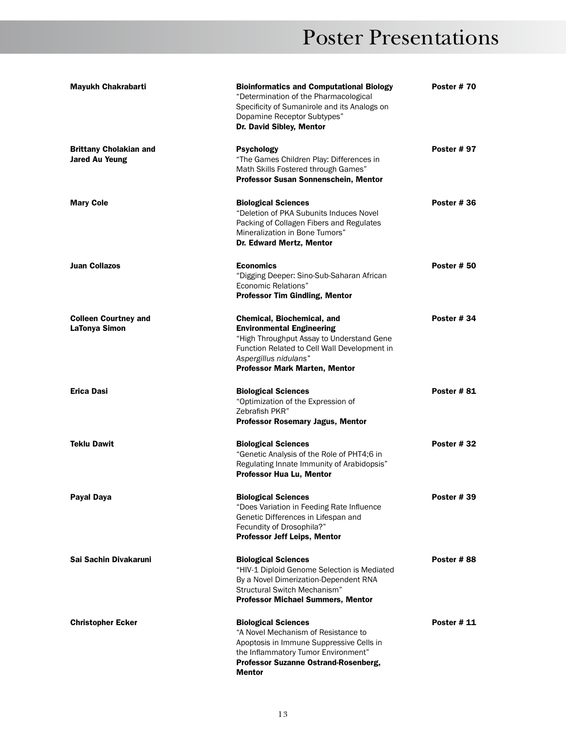# Poster Presentations

| Presenter(s) | Department / Title / Mentor | Poster |
|---|---|---|
| **Mayukh Chakrabarti** | **Bioinformatics and Computational Biology** "Determination of the Pharmacological Specificity of Sumanirole and its Analogs on Dopamine Receptor Subtypes" **Dr. David Sibley, Mentor** | **Poster # 70** |
| **Brittany Cholakian and Jared Au Yeung** | **Psychology** "The Games Children Play: Differences in Math Skills Fostered through Games" **Professor Susan Sonnenschein, Mentor** | **Poster # 97** |
| **Mary Cole** | **Biological Sciences** "Deletion of PKA Subunits Induces Novel Packing of Collagen Fibers and Regulates Mineralization in Bone Tumors" **Dr. Edward Mertz, Mentor** | **Poster # 36** |
| **Juan Collazos** | **Economics** "Digging Deeper: Sino-Sub-Saharan African Economic Relations" **Professor Tim Gindling, Mentor** | **Poster # 50** |
| **Colleen Courtney and LaTonya Simon** | **Chemical, Biochemical, and Environmental Engineering** "High Throughput Assay to Understand Gene Function Related to Cell Wall Development in *Aspergillus nidulans*" **Professor Mark Marten, Mentor** | **Poster # 34** |
| **Erica Dasi** | **Biological Sciences** "Optimization of the Expression of Zebrafish PKR" **Professor Rosemary Jagus, Mentor** | **Poster # 81** |
| **Teklu Dawit** | **Biological Sciences** "Genetic Analysis of the Role of PHT4;6 in Regulating Innate Immunity of Arabidopsis" **Professor Hua Lu, Mentor** | **Poster # 32** |
| **Payal Daya** | **Biological Sciences** "Does Variation in Feeding Rate Influence Genetic Differences in Lifespan and Fecundity of Drosophila?" **Professor Jeff Leips, Mentor** | **Poster # 39** |
| **Sai Sachin Divakaruni** | **Biological Sciences** "HIV-1 Diploid Genome Selection is Mediated By a Novel Dimerization-Dependent RNA Structural Switch Mechanism" **Professor Michael Summers, Mentor** | **Poster # 88** |
| **Christopher Ecker** | **Biological Sciences** "A Novel Mechanism of Resistance to Apoptosis in Immune Suppressive Cells in the Inflammatory Tumor Environment" **Professor Suzanne Ostrand-Rosenberg, Mentor** | **Poster # 11** |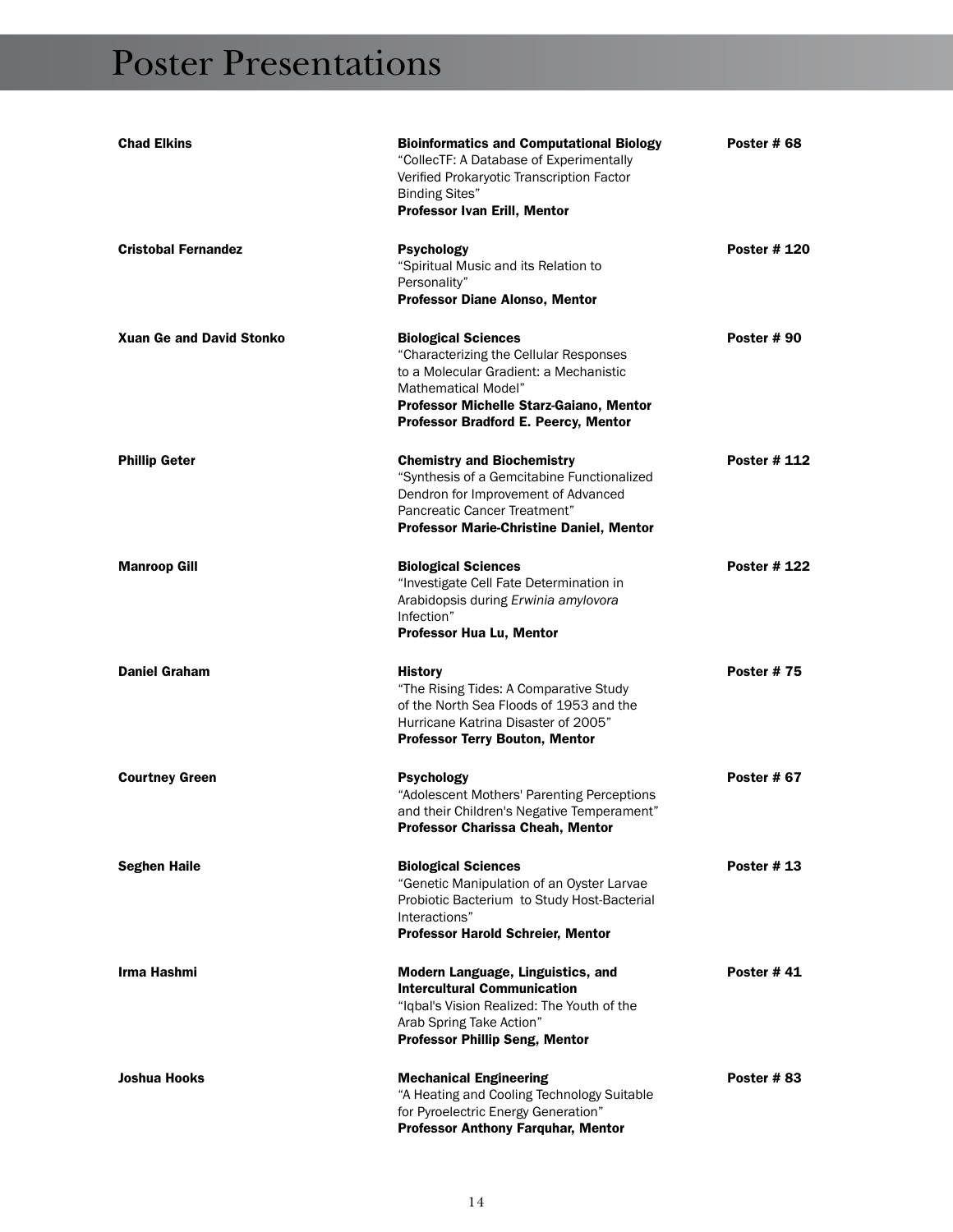# Poster Presentations

| Presenter | Project | Poster |
| --- | --- | --- |
| **Chad Elkins** | **Bioinformatics and Computational Biology**<br>"CollecTF: A Database of Experimentally Verified Prokaryotic Transcription Factor Binding Sites"<br>**Professor Ivan Erill, Mentor** | **Poster # 68** |
| **Cristobal Fernandez** | **Psychology**<br>"Spiritual Music and its Relation to Personality"<br>**Professor Diane Alonso, Mentor** | **Poster # 120** |
| **Xuan Ge and David Stonko** | **Biological Sciences**<br>"Characterizing the Cellular Responses to a Molecular Gradient: a Mechanistic Mathematical Model"<br>**Professor Michelle Starz-Gaiano, Mentor**<br>**Professor Bradford E. Peercy, Mentor** | **Poster # 90** |
| **Phillip Geter** | **Chemistry and Biochemistry**<br>"Synthesis of a Gemcitabine Functionalized Dendron for Improvement of Advanced Pancreatic Cancer Treatment"<br>**Professor Marie-Christine Daniel, Mentor** | **Poster # 112** |
| **Manroop Gill** | **Biological Sciences**<br>"Investigate Cell Fate Determination in Arabidopsis during *Erwinia amylovora* Infection"<br>**Professor Hua Lu, Mentor** | **Poster # 122** |
| **Daniel Graham** | **History**<br>"The Rising Tides: A Comparative Study of the North Sea Floods of 1953 and the Hurricane Katrina Disaster of 2005"<br>**Professor Terry Bouton, Mentor** | **Poster # 75** |
| **Courtney Green** | **Psychology**<br>"Adolescent Mothers' Parenting Perceptions and their Children's Negative Temperament"<br>**Professor Charissa Cheah, Mentor** | **Poster # 67** |
| **Seghen Haile** | **Biological Sciences**<br>"Genetic Manipulation of an Oyster Larvae Probiotic Bacterium to Study Host-Bacterial Interactions"<br>**Professor Harold Schreier, Mentor** | **Poster # 13** |
| **Irma Hashmi** | **Modern Language, Linguistics, and Intercultural Communication**<br>"Iqbal's Vision Realized: The Youth of the Arab Spring Take Action"<br>**Professor Phillip Seng, Mentor** | **Poster # 41** |
| **Joshua Hooks** | **Mechanical Engineering**<br>"A Heating and Cooling Technology Suitable for Pyroelectric Energy Generation"<br>**Professor Anthony Farquhar, Mentor** | **Poster # 83** |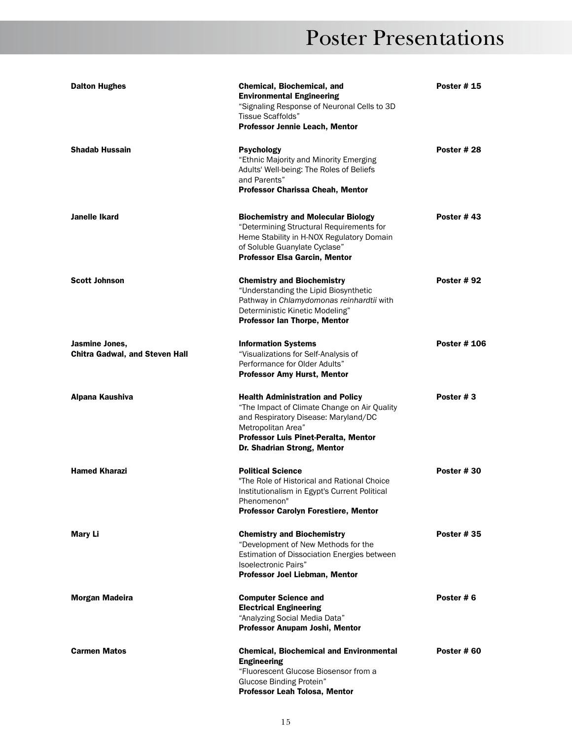# Poster Presentations

| | | |
|---|---|---|
| **Dalton Hughes** | **Chemical, Biochemical, and Environmental Engineering**<br>“Signaling Response of Neuronal Cells to 3D Tissue Scaffolds”<br>**Professor Jennie Leach, Mentor** | **Poster # 15** |
| **Shadab Hussain** | **Psychology**<br>“Ethnic Majority and Minority Emerging Adults' Well-being: The Roles of Beliefs and Parents”<br>**Professor Charissa Cheah, Mentor** | **Poster # 28** |
| **Janelle Ikard** | **Biochemistry and Molecular Biology**<br>“Determining Structural Requirements for Heme Stability in H-NOX Regulatory Domain of Soluble Guanylate Cyclase”<br>**Professor Elsa Garcin, Mentor** | **Poster # 43** |
| **Scott Johnson** | **Chemistry and Biochemistry**<br>“Understanding the Lipid Biosynthetic Pathway in *Chlamydomonas reinhardtii* with Deterministic Kinetic Modeling”<br>**Professor Ian Thorpe, Mentor** | **Poster # 92** |
| **Jasmine Jones, Chitra Gadwal, and Steven Hall** | **Information Systems**<br>“Visualizations for Self-Analysis of Performance for Older Adults”<br>**Professor Amy Hurst, Mentor** | **Poster # 106** |
| **Alpana Kaushiva** | **Health Administration and Policy**<br>“The Impact of Climate Change on Air Quality and Respiratory Disease: Maryland/DC Metropolitan Area”<br>**Professor Luis Pinet-Peralta, Mentor**<br>**Dr. Shadrian Strong, Mentor** | **Poster # 3** |
| **Hamed Kharazi** | **Political Science**<br>"The Role of Historical and Rational Choice Institutionalism in Egypt's Current Political Phenomenon"<br>**Professor Carolyn Forestiere, Mentor** | **Poster # 30** |
| **Mary Li** | **Chemistry and Biochemistry**<br>“Development of New Methods for the Estimation of Dissociation Energies between Isoelectronic Pairs”<br>**Professor Joel Liebman, Mentor** | **Poster # 35** |
| **Morgan Madeira** | **Computer Science and Electrical Engineering**<br>“Analyzing Social Media Data”<br>**Professor Anupam Joshi, Mentor** | **Poster # 6** |
| **Carmen Matos** | **Chemical, Biochemical and Environmental Engineering**<br>“Fluorescent Glucose Biosensor from a Glucose Binding Protein”<br>**Professor Leah Tolosa, Mentor** | **Poster # 60** |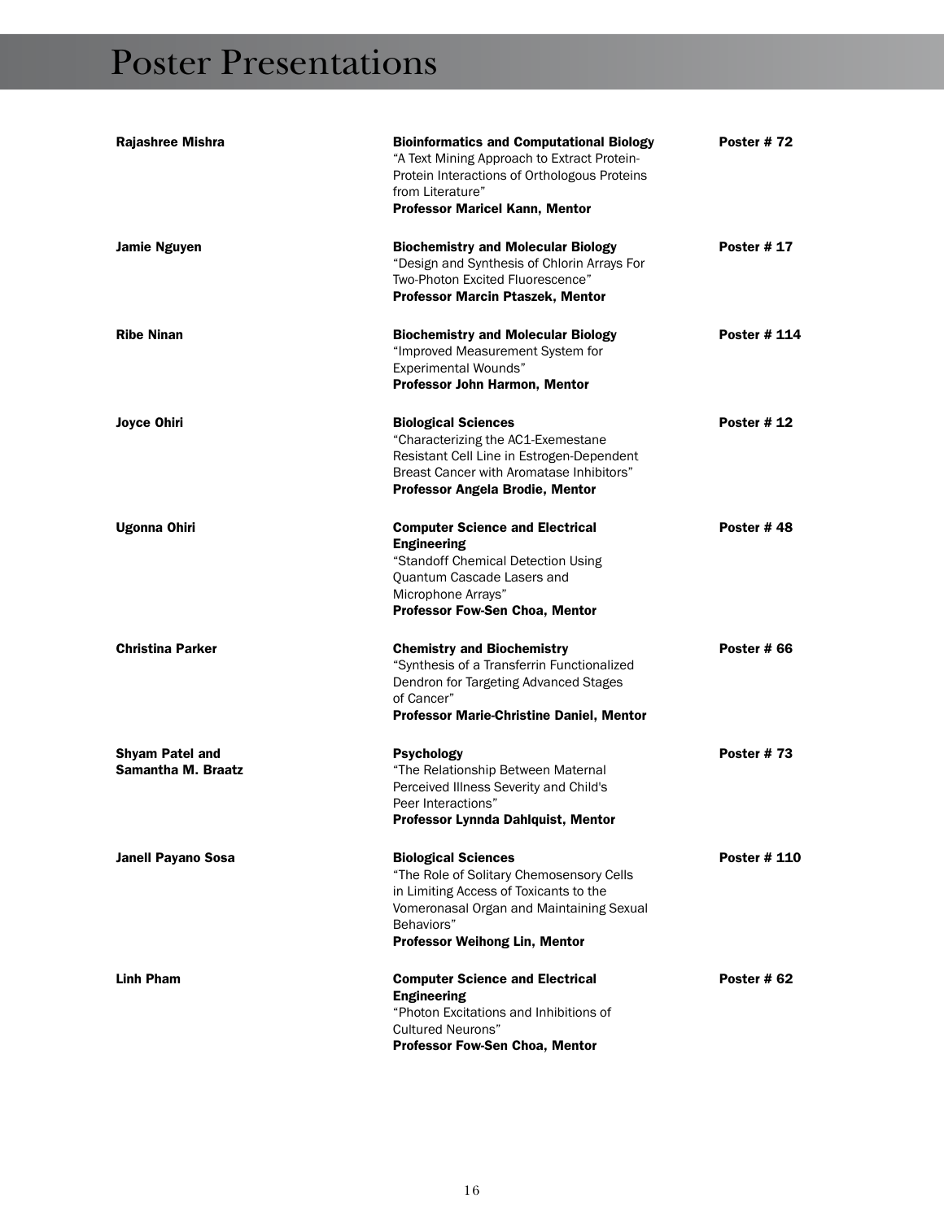# Poster Presentations

**Rajashree Mishra**

**Bioinformatics and Computational Biology**
"A Text Mining Approach to Extract Protein-Protein Interactions of Orthologous Proteins from Literature"
**Professor Maricel Kann, Mentor**

**Poster # 72**

**Jamie Nguyen**

**Biochemistry and Molecular Biology**
"Design and Synthesis of Chlorin Arrays For Two-Photon Excited Fluorescence"
**Professor Marcin Ptaszek, Mentor**

**Poster # 17**

**Ribe Ninan**

**Biochemistry and Molecular Biology**
"Improved Measurement System for Experimental Wounds"
**Professor John Harmon, Mentor**

**Poster # 114**

**Joyce Ohiri**

**Biological Sciences**
"Characterizing the AC1-Exemestane Resistant Cell Line in Estrogen-Dependent Breast Cancer with Aromatase Inhibitors"
**Professor Angela Brodie, Mentor**

**Poster # 12**

**Ugonna Ohiri**

**Computer Science and Electrical Engineering**
"Standoff Chemical Detection Using Quantum Cascade Lasers and Microphone Arrays"
**Professor Fow-Sen Choa, Mentor**

**Poster # 48**

**Christina Parker**

**Chemistry and Biochemistry**
"Synthesis of a Transferrin Functionalized Dendron for Targeting Advanced Stages of Cancer"
**Professor Marie-Christine Daniel, Mentor**

**Poster # 66**

**Shyam Patel and Samantha M. Braatz**

**Psychology**
"The Relationship Between Maternal Perceived Illness Severity and Child's Peer Interactions"
**Professor Lynnda Dahlquist, Mentor**

**Poster # 73**

**Janell Payano Sosa**

**Biological Sciences**
"The Role of Solitary Chemosensory Cells in Limiting Access of Toxicants to the Vomeronasal Organ and Maintaining Sexual Behaviors"
**Professor Weihong Lin, Mentor**

**Poster # 110**

**Linh Pham**

**Computer Science and Electrical Engineering**
"Photon Excitations and Inhibitions of Cultured Neurons"
**Professor Fow-Sen Choa, Mentor**

**Poster # 62**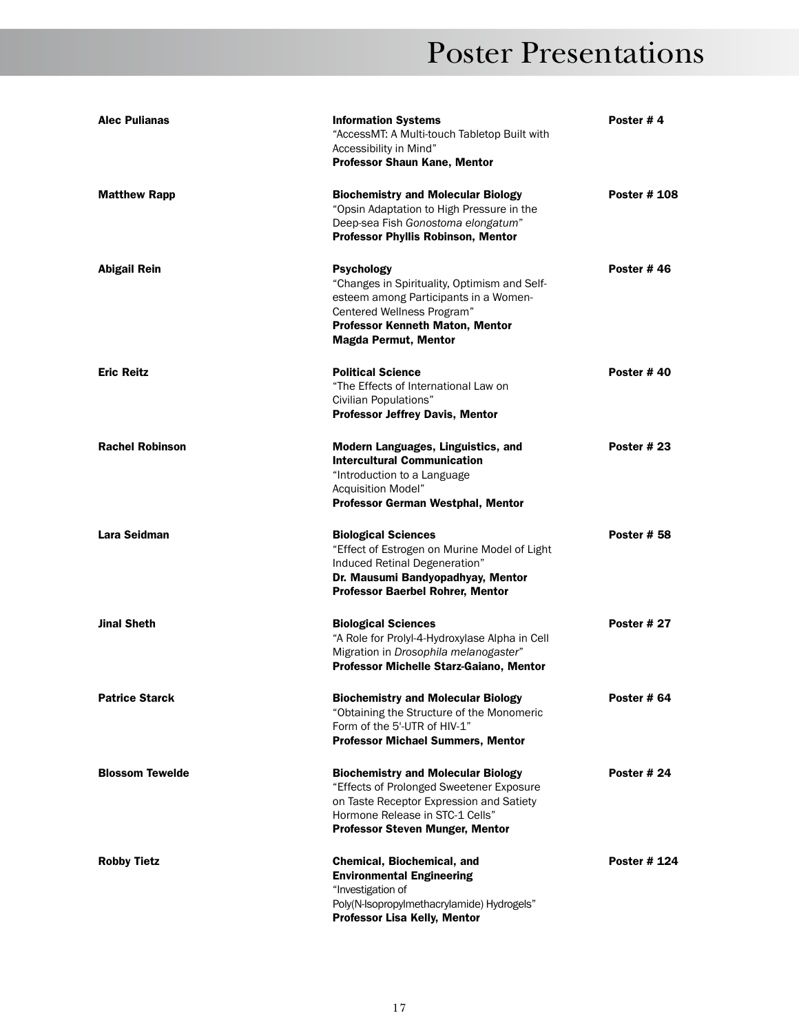# Poster Presentations

**Alec Pulianas**
**Information Systems**
"AccessMT: A Multi-touch Tabletop Built with Accessibility in Mind"
**Professor Shaun Kane, Mentor**
**Poster # 4**

**Matthew Rapp**
**Biochemistry and Molecular Biology**
"Opsin Adaptation to High Pressure in the Deep-sea Fish *Gonostoma elongatum*"
**Professor Phyllis Robinson, Mentor**
**Poster # 108**

**Abigail Rein**
**Psychology**
"Changes in Spirituality, Optimism and Self-esteem among Participants in a Women-Centered Wellness Program"
**Professor Kenneth Maton, Mentor**
**Magda Permut, Mentor**
**Poster # 46**

**Eric Reitz**
**Political Science**
"The Effects of International Law on Civilian Populations"
**Professor Jeffrey Davis, Mentor**
**Poster # 40**

**Rachel Robinson**
**Modern Languages, Linguistics, and Intercultural Communication**
"Introduction to a Language Acquisition Model"
**Professor German Westphal, Mentor**
**Poster # 23**

**Lara Seidman**
**Biological Sciences**
"Effect of Estrogen on Murine Model of Light Induced Retinal Degeneration"
**Dr. Mausumi Bandyopadhyay, Mentor**
**Professor Baerbel Rohrer, Mentor**
**Poster # 58**

**Jinal Sheth**
**Biological Sciences**
"A Role for Prolyl-4-Hydroxylase Alpha in Cell Migration in *Drosophila melanogaster*"
**Professor Michelle Starz-Gaiano, Mentor**
**Poster # 27**

**Patrice Starck**
**Biochemistry and Molecular Biology**
"Obtaining the Structure of the Monomeric Form of the 5'-UTR of HIV-1"
**Professor Michael Summers, Mentor**
**Poster # 64**

**Blossom Tewelde**
**Biochemistry and Molecular Biology**
"Effects of Prolonged Sweetener Exposure on Taste Receptor Expression and Satiety Hormone Release in STC-1 Cells"
**Professor Steven Munger, Mentor**
**Poster # 24**

**Robby Tietz**
**Chemical, Biochemical, and Environmental Engineering**
"Investigation of Poly(N-Isopropylmethacrylamide) Hydrogels"
**Professor Lisa Kelly, Mentor**
**Poster # 124**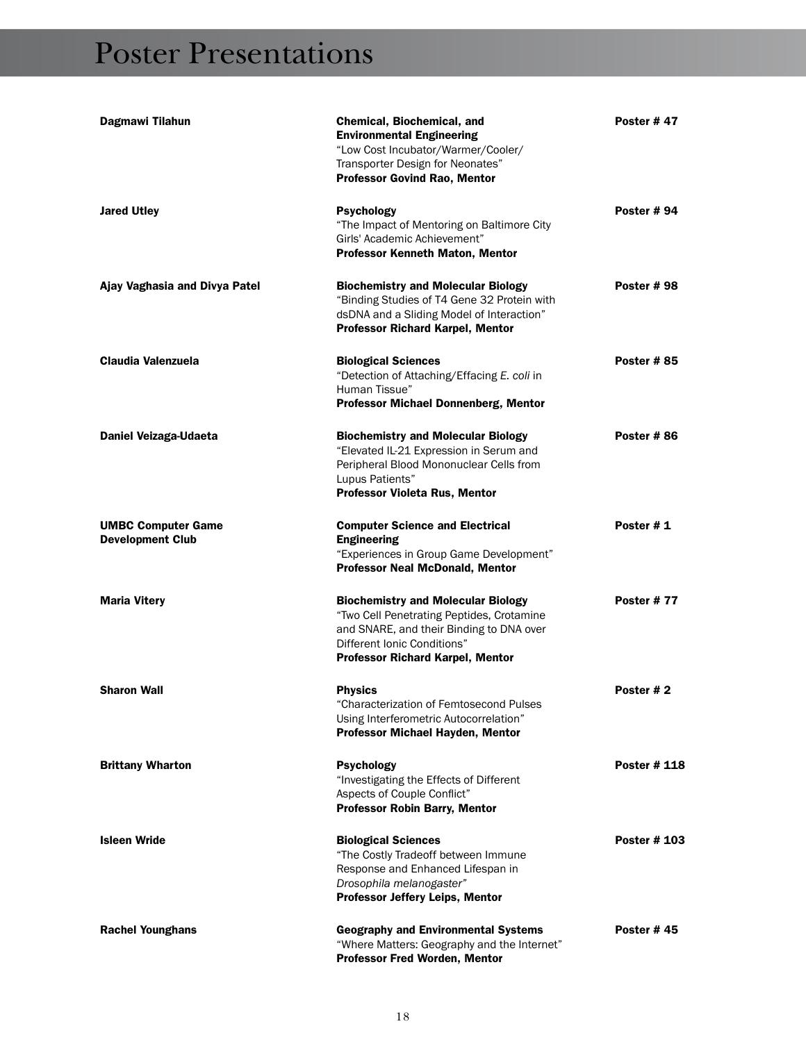# Poster Presentations

**Dagmawi Tilahun**

**Chemical, Biochemical, and Environmental Engineering**
"Low Cost Incubator/Warmer/Cooler/ Transporter Design for Neonates"
**Professor Govind Rao, Mentor**

**Poster # 47**

**Jared Utley**

**Psychology**
"The Impact of Mentoring on Baltimore City Girls' Academic Achievement"
**Professor Kenneth Maton, Mentor**

**Poster # 94**

**Ajay Vaghasia and Divya Patel**

**Biochemistry and Molecular Biology**
"Binding Studies of T4 Gene 32 Protein with dsDNA and a Sliding Model of Interaction"
**Professor Richard Karpel, Mentor**

**Poster # 98**

**Claudia Valenzuela**

**Biological Sciences**
"Detection of Attaching/Effacing *E. coli* in Human Tissue"
**Professor Michael Donnenberg, Mentor**

**Poster # 85**

**Daniel Veizaga-Udaeta**

**Biochemistry and Molecular Biology**
"Elevated IL-21 Expression in Serum and Peripheral Blood Mononuclear Cells from Lupus Patients"
**Professor Violeta Rus, Mentor**

**Poster # 86**

**UMBC Computer Game Development Club**

**Computer Science and Electrical Engineering**
"Experiences in Group Game Development"
**Professor Neal McDonald, Mentor**

**Poster # 1**

**Maria Vitery**

**Biochemistry and Molecular Biology**
"Two Cell Penetrating Peptides, Crotamine and SNARE, and their Binding to DNA over Different Ionic Conditions"
**Professor Richard Karpel, Mentor**

**Poster # 77**

**Sharon Wall**

**Physics**
"Characterization of Femtosecond Pulses Using Interferometric Autocorrelation"
**Professor Michael Hayden, Mentor**

**Poster # 2**

**Brittany Wharton**

**Psychology**
"Investigating the Effects of Different Aspects of Couple Conflict"
**Professor Robin Barry, Mentor**

**Poster # 118**

**Isleen Wride**

**Biological Sciences**
"The Costly Tradeoff between Immune Response and Enhanced Lifespan in *Drosophila melanogaster*"
**Professor Jeffery Leips, Mentor**

**Poster # 103**

**Rachel Younghans**

**Geography and Environmental Systems**
"Where Matters: Geography and the Internet"
**Professor Fred Worden, Mentor**

**Poster # 45**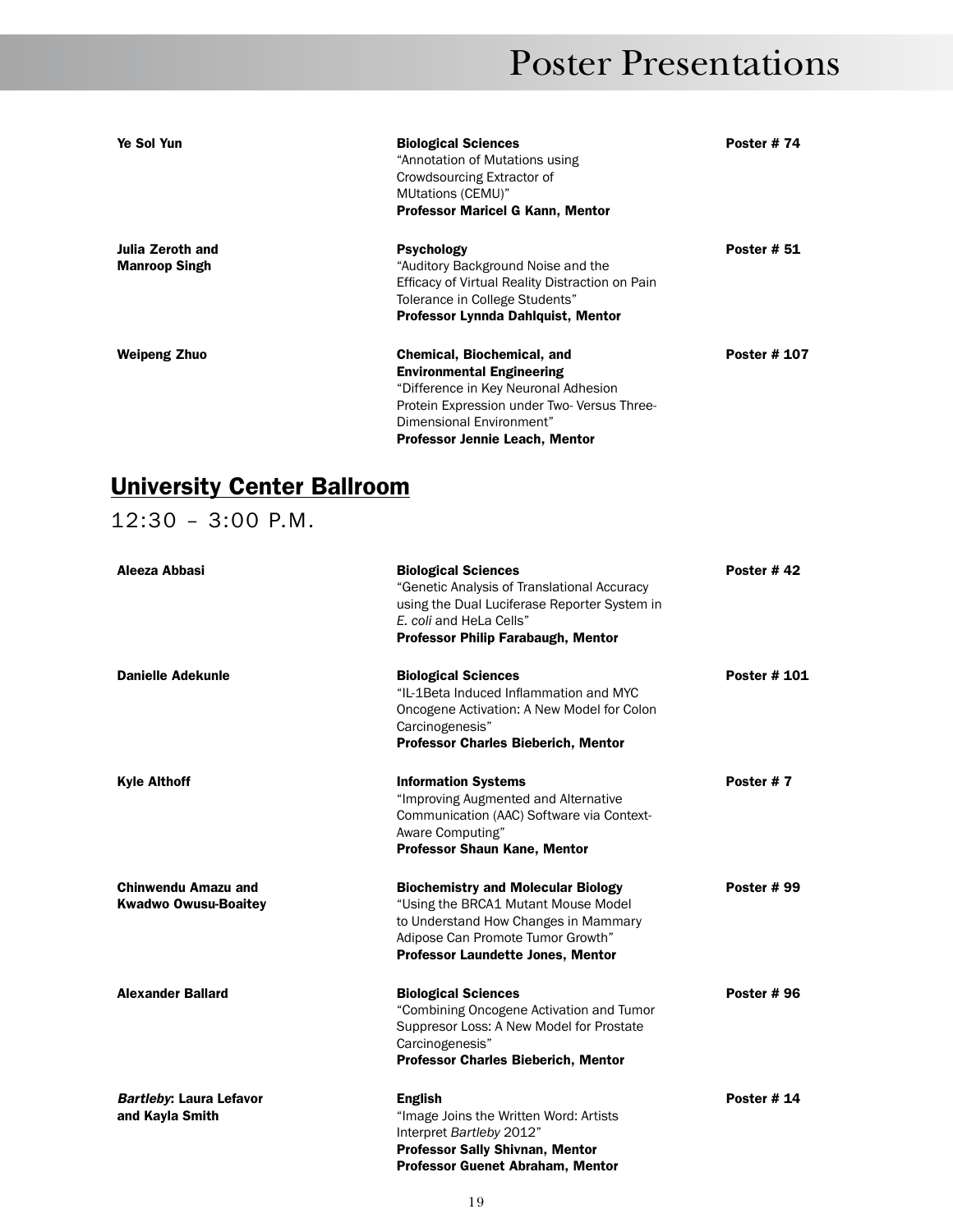# Poster Presentations

| | | |
|---|---|---|
| **Ye Sol Yun** | **Biological Sciences**<br>"Annotation of Mutations using Crowdsourcing Extractor of MUtations (CEMU)"<br>**Professor Maricel G Kann, Mentor** | **Poster # 74** |
| **Julia Zeroth and Manroop Singh** | **Psychology**<br>"Auditory Background Noise and the Efficacy of Virtual Reality Distraction on Pain Tolerance in College Students"<br>**Professor Lynnda Dahlquist, Mentor** | **Poster # 51** |
| **Weipeng Zhuo** | **Chemical, Biochemical, and Environmental Engineering**<br>"Difference in Key Neuronal Adhesion Protein Expression under Two- Versus Three-Dimensional Environment"<br>**Professor Jennie Leach, Mentor** | **Poster # 107** |

## University Center Ballroom

12:30 – 3:00 P.M.

| | | |
|---|---|---|
| **Aleeza Abbasi** | **Biological Sciences**<br>"Genetic Analysis of Translational Accuracy using the Dual Luciferase Reporter System in *E. coli* and HeLa Cells"<br>**Professor Philip Farabaugh, Mentor** | **Poster # 42** |
| **Danielle Adekunle** | **Biological Sciences**<br>"IL-1Beta Induced Inflammation and MYC Oncogene Activation: A New Model for Colon Carcinogenesis"<br>**Professor Charles Bieberich, Mentor** | **Poster # 101** |
| **Kyle Althoff** | **Information Systems**<br>"Improving Augmented and Alternative Communication (AAC) Software via Context-Aware Computing"<br>**Professor Shaun Kane, Mentor** | **Poster # 7** |
| **Chinwendu Amazu and Kwadwo Owusu-Boaitey** | **Biochemistry and Molecular Biology**<br>"Using the BRCA1 Mutant Mouse Model to Understand How Changes in Mammary Adipose Can Promote Tumor Growth"<br>**Professor Laundette Jones, Mentor** | **Poster # 99** |
| **Alexander Ballard** | **Biological Sciences**<br>"Combining Oncogene Activation and Tumor Suppresor Loss: A New Model for Prostate Carcinogenesis"<br>**Professor Charles Bieberich, Mentor** | **Poster # 96** |
| ***Bartleby*: Laura Lefavor and Kayla Smith** | **English**<br>"Image Joins the Written Word: Artists Interpret *Bartleby* 2012"<br>**Professor Sally Shivnan, Mentor**<br>**Professor Guenet Abraham, Mentor** | **Poster # 14** |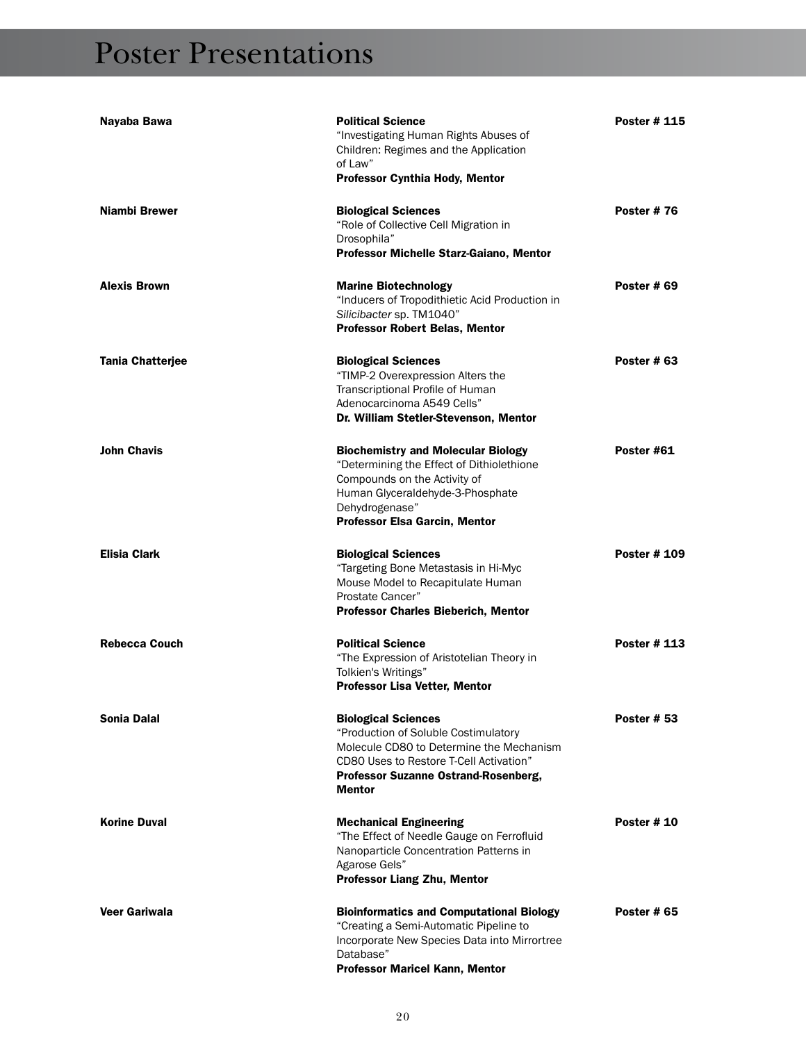# Poster Presentations

| | | |
|---|---|---|
| **Nayaba Bawa** | **Political Science**<br>"Investigating Human Rights Abuses of Children: Regimes and the Application of Law"<br>**Professor Cynthia Hody, Mentor** | **Poster # 115** |
| **Niambi Brewer** | **Biological Sciences**<br>"Role of Collective Cell Migration in Drosophila"<br>**Professor Michelle Starz-Gaiano, Mentor** | **Poster # 76** |
| **Alexis Brown** | **Marine Biotechnology**<br>"Inducers of Tropodithietic Acid Production in *Silicibacter* sp. TM1040"<br>**Professor Robert Belas, Mentor** | **Poster # 69** |
| **Tania Chatterjee** | **Biological Sciences**<br>"TIMP-2 Overexpression Alters the Transcriptional Profile of Human Adenocarcinoma A549 Cells"<br>**Dr. William Stetler-Stevenson, Mentor** | **Poster # 63** |
| **John Chavis** | **Biochemistry and Molecular Biology**<br>"Determining the Effect of Dithiolethione Compounds on the Activity of Human Glyceraldehyde-3-Phosphate Dehydrogenase"<br>**Professor Elsa Garcin, Mentor** | **Poster #61** |
| **Elisia Clark** | **Biological Sciences**<br>"Targeting Bone Metastasis in Hi-Myc Mouse Model to Recapitulate Human Prostate Cancer"<br>**Professor Charles Bieberich, Mentor** | **Poster # 109** |
| **Rebecca Couch** | **Political Science**<br>"The Expression of Aristotelian Theory in Tolkien's Writings"<br>**Professor Lisa Vetter, Mentor** | **Poster # 113** |
| **Sonia Dalal** | **Biological Sciences**<br>"Production of Soluble Costimulatory Molecule CD80 to Determine the Mechanism CD80 Uses to Restore T-Cell Activation"<br>**Professor Suzanne Ostrand-Rosenberg, Mentor** | **Poster # 53** |
| **Korine Duval** | **Mechanical Engineering**<br>"The Effect of Needle Gauge on Ferrofluid Nanoparticle Concentration Patterns in Agarose Gels"<br>**Professor Liang Zhu, Mentor** | **Poster # 10** |
| **Veer Gariwala** | **Bioinformatics and Computational Biology**<br>"Creating a Semi-Automatic Pipeline to Incorporate New Species Data into Mirrortree Database"<br>**Professor Maricel Kann, Mentor** | **Poster # 65** |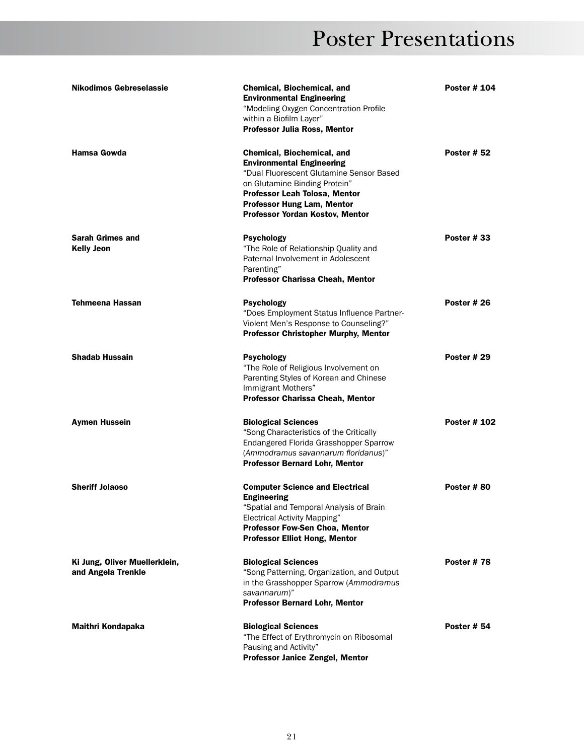# Poster Presentations

| | | |
|---|---|---|
| **Nikodimos Gebreselassie** | **Chemical, Biochemical, and Environmental Engineering**<br>"Modeling Oxygen Concentration Profile within a Biofilm Layer"<br>**Professor Julia Ross, Mentor** | **Poster # 104** |
| **Hamsa Gowda** | **Chemical, Biochemical, and Environmental Engineering**<br>"Dual Fluorescent Glutamine Sensor Based on Glutamine Binding Protein"<br>**Professor Leah Tolosa, Mentor**<br>**Professor Hung Lam, Mentor**<br>**Professor Yordan Kostov, Mentor** | **Poster # 52** |
| **Sarah Grimes and Kelly Jeon** | **Psychology**<br>"The Role of Relationship Quality and Paternal Involvement in Adolescent Parenting"<br>**Professor Charissa Cheah, Mentor** | **Poster # 33** |
| **Tehmeena Hassan** | **Psychology**<br>"Does Employment Status Influence Partner-Violent Men's Response to Counseling?"<br>**Professor Christopher Murphy, Mentor** | **Poster # 26** |
| **Shadab Hussain** | **Psychology**<br>"The Role of Religious Involvement on Parenting Styles of Korean and Chinese Immigrant Mothers"<br>**Professor Charissa Cheah, Mentor** | **Poster # 29** |
| **Aymen Hussein** | **Biological Sciences**<br>"Song Characteristics of the Critically Endangered Florida Grasshopper Sparrow (*Ammodramus savannarum floridanus*)"<br>**Professor Bernard Lohr, Mentor** | **Poster # 102** |
| **Sheriff Jolaoso** | **Computer Science and Electrical Engineering**<br>"Spatial and Temporal Analysis of Brain Electrical Activity Mapping"<br>**Professor Fow-Sen Choa, Mentor**<br>**Professor Elliot Hong, Mentor** | **Poster # 80** |
| **Ki Jung, Oliver Muellerklein, and Angela Trenkle** | **Biological Sciences**<br>"Song Patterning, Organization, and Output in the Grasshopper Sparrow (*Ammodramus savannarum*)"<br>**Professor Bernard Lohr, Mentor** | **Poster # 78** |
| **Maithri Kondapaka** | **Biological Sciences**<br>"The Effect of Erythromycin on Ribosomal Pausing and Activity"<br>**Professor Janice Zengel, Mentor** | **Poster # 54** |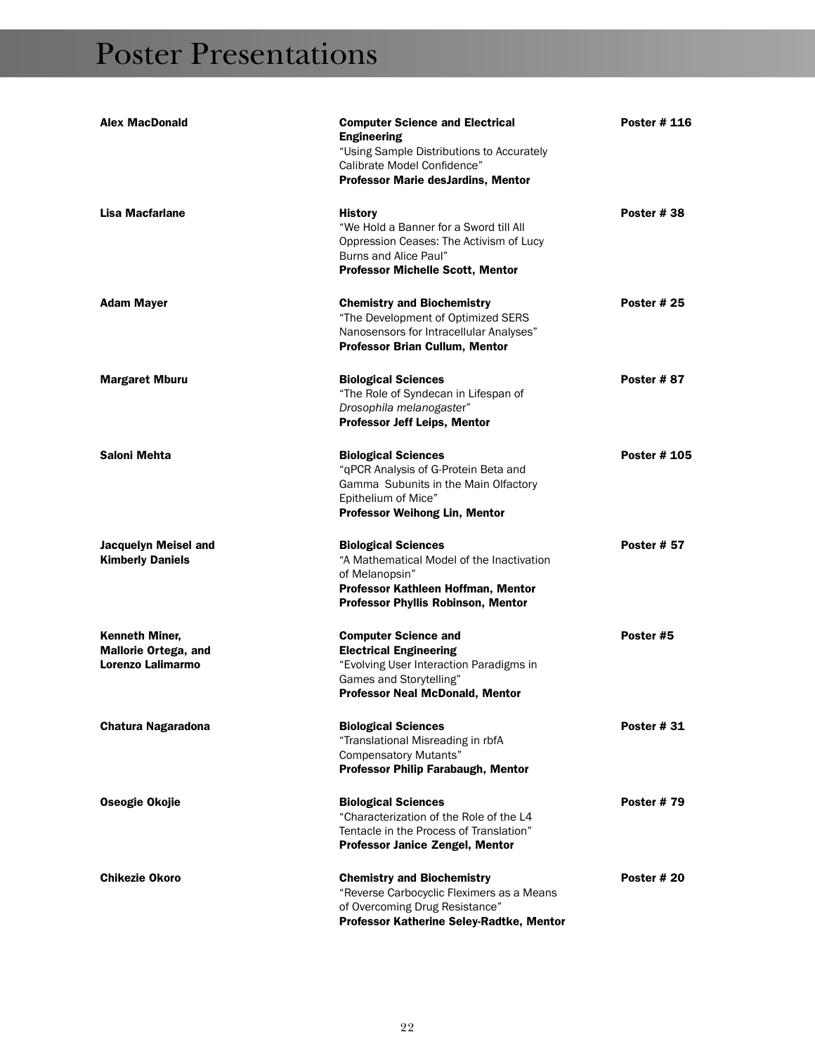# Poster Presentations

**Alex MacDonald**

**Computer Science and Electrical Engineering**
"Using Sample Distributions to Accurately Calibrate Model Confidence"
**Professor Marie desJardins, Mentor**

**Poster # 116**

**Lisa Macfarlane**

**History**
"We Hold a Banner for a Sword till All Oppression Ceases: The Activism of Lucy Burns and Alice Paul"
**Professor Michelle Scott, Mentor**

**Poster # 38**

**Adam Mayer**

**Chemistry and Biochemistry**
"The Development of Optimized SERS Nanosensors for Intracellular Analyses"
**Professor Brian Cullum, Mentor**

**Poster # 25**

**Margaret Mburu**

**Biological Sciences**
"The Role of Syndecan in Lifespan of *Drosophila melanogaster*"
**Professor Jeff Leips, Mentor**

**Poster # 87**

**Saloni Mehta**

**Biological Sciences**
"qPCR Analysis of G-Protein Beta and Gamma Subunits in the Main Olfactory Epithelium of Mice"
**Professor Weihong Lin, Mentor**

**Poster # 105**

**Jacquelyn Meisel and Kimberly Daniels**

**Biological Sciences**
"A Mathematical Model of the Inactivation of Melanopsin"
**Professor Kathleen Hoffman, Mentor**
**Professor Phyllis Robinson, Mentor**

**Poster # 57**

**Kenneth Miner, Mallorie Ortega, and Lorenzo Lalimarmo**

**Computer Science and Electrical Engineering**
"Evolving User Interaction Paradigms in Games and Storytelling"
**Professor Neal McDonald, Mentor**

**Poster #5**

**Chatura Nagaradona**

**Biological Sciences**
"Translational Misreading in rbfA Compensatory Mutants"
**Professor Philip Farabaugh, Mentor**

**Poster # 31**

**Oseogie Okojie**

**Biological Sciences**
"Characterization of the Role of the L4 Tentacle in the Process of Translation"
**Professor Janice Zengel, Mentor**

**Poster # 79**

**Chikezie Okoro**

**Chemistry and Biochemistry**
"Reverse Carbocyclic Fleximers as a Means of Overcoming Drug Resistance"
**Professor Katherine Seley-Radtke, Mentor**

**Poster # 20**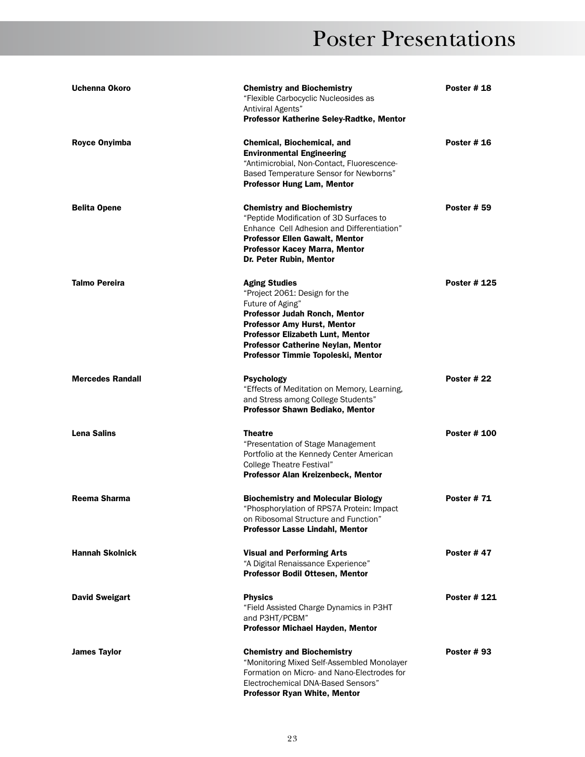# Poster Presentations

**Uchenna Okoro**
**Chemistry and Biochemistry**
"Flexible Carbocyclic Nucleosides as Antiviral Agents"
**Professor Katherine Seley-Radtke, Mentor**
**Poster # 18**

**Royce Onyimba**
**Chemical, Biochemical, and Environmental Engineering**
"Antimicrobial, Non-Contact, Fluorescence-Based Temperature Sensor for Newborns"
**Professor Hung Lam, Mentor**
**Poster # 16**

**Belita Opene**
**Chemistry and Biochemistry**
"Peptide Modification of 3D Surfaces to Enhance Cell Adhesion and Differentiation"
**Professor Ellen Gawalt, Mentor**
**Professor Kacey Marra, Mentor**
**Dr. Peter Rubin, Mentor**
**Poster # 59**

**Talmo Pereira**
**Aging Studies**
"Project 2061: Design for the Future of Aging"
**Professor Judah Ronch, Mentor**
**Professor Amy Hurst, Mentor**
**Professor Elizabeth Lunt, Mentor**
**Professor Catherine Neylan, Mentor**
**Professor Timmie Topoleski, Mentor**
**Poster # 125**

**Mercedes Randall**
**Psychology**
"Effects of Meditation on Memory, Learning, and Stress among College Students"
**Professor Shawn Bediako, Mentor**
**Poster # 22**

**Lena Salins**
**Theatre**
"Presentation of Stage Management Portfolio at the Kennedy Center American College Theatre Festival"
**Professor Alan Kreizenbeck, Mentor**
**Poster # 100**

**Reema Sharma**
**Biochemistry and Molecular Biology**
"Phosphorylation of RPS7A Protein: Impact on Ribosomal Structure and Function"
**Professor Lasse Lindahl, Mentor**
**Poster # 71**

**Hannah Skolnick**
**Visual and Performing Arts**
"A Digital Renaissance Experience"
**Professor Bodil Ottesen, Mentor**
**Poster # 47**

**David Sweigart**
**Physics**
"Field Assisted Charge Dynamics in P3HT and P3HT/PCBM"
**Professor Michael Hayden, Mentor**
**Poster # 121**

**James Taylor**
**Chemistry and Biochemistry**
"Monitoring Mixed Self-Assembled Monolayer Formation on Micro- and Nano-Electrodes for Electrochemical DNA-Based Sensors"
**Professor Ryan White, Mentor**
**Poster # 93**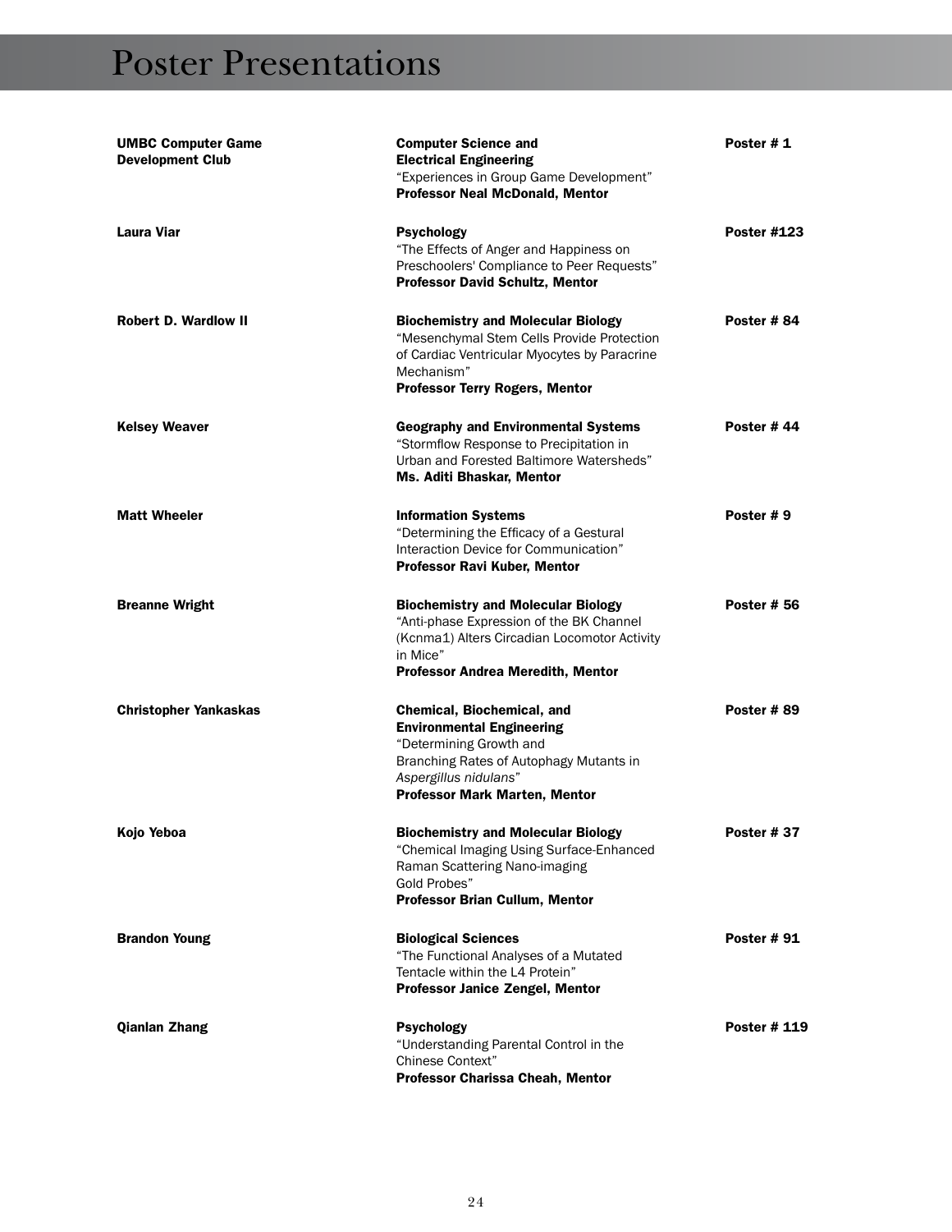# Poster Presentations

| | | |
|---|---|---|
| **UMBC Computer Game Development Club** | **Computer Science and Electrical Engineering**<br>"Experiences in Group Game Development"<br>**Professor Neal McDonald, Mentor** | **Poster # 1** |
| **Laura Viar** | **Psychology**<br>"The Effects of Anger and Happiness on Preschoolers' Compliance to Peer Requests"<br>**Professor David Schultz, Mentor** | **Poster #123** |
| **Robert D. Wardlow II** | **Biochemistry and Molecular Biology**<br>"Mesenchymal Stem Cells Provide Protection of Cardiac Ventricular Myocytes by Paracrine Mechanism"<br>**Professor Terry Rogers, Mentor** | **Poster # 84** |
| **Kelsey Weaver** | **Geography and Environmental Systems**<br>"Stormflow Response to Precipitation in Urban and Forested Baltimore Watersheds"<br>**Ms. Aditi Bhaskar, Mentor** | **Poster # 44** |
| **Matt Wheeler** | **Information Systems**<br>"Determining the Efficacy of a Gestural Interaction Device for Communication"<br>**Professor Ravi Kuber, Mentor** | **Poster # 9** |
| **Breanne Wright** | **Biochemistry and Molecular Biology**<br>"Anti-phase Expression of the BK Channel (Kcnma1) Alters Circadian Locomotor Activity in Mice"<br>**Professor Andrea Meredith, Mentor** | **Poster # 56** |
| **Christopher Yankaskas** | **Chemical, Biochemical, and Environmental Engineering**<br>"Determining Growth and Branching Rates of Autophagy Mutants in *Aspergillus nidulans*"<br>**Professor Mark Marten, Mentor** | **Poster # 89** |
| **Kojo Yeboa** | **Biochemistry and Molecular Biology**<br>"Chemical Imaging Using Surface-Enhanced Raman Scattering Nano-imaging Gold Probes"<br>**Professor Brian Cullum, Mentor** | **Poster # 37** |
| **Brandon Young** | **Biological Sciences**<br>"The Functional Analyses of a Mutated Tentacle within the L4 Protein"<br>**Professor Janice Zengel, Mentor** | **Poster # 91** |
| **Qianlan Zhang** | **Psychology**<br>"Understanding Parental Control in the Chinese Context"<br>**Professor Charissa Cheah, Mentor** | **Poster # 119** |